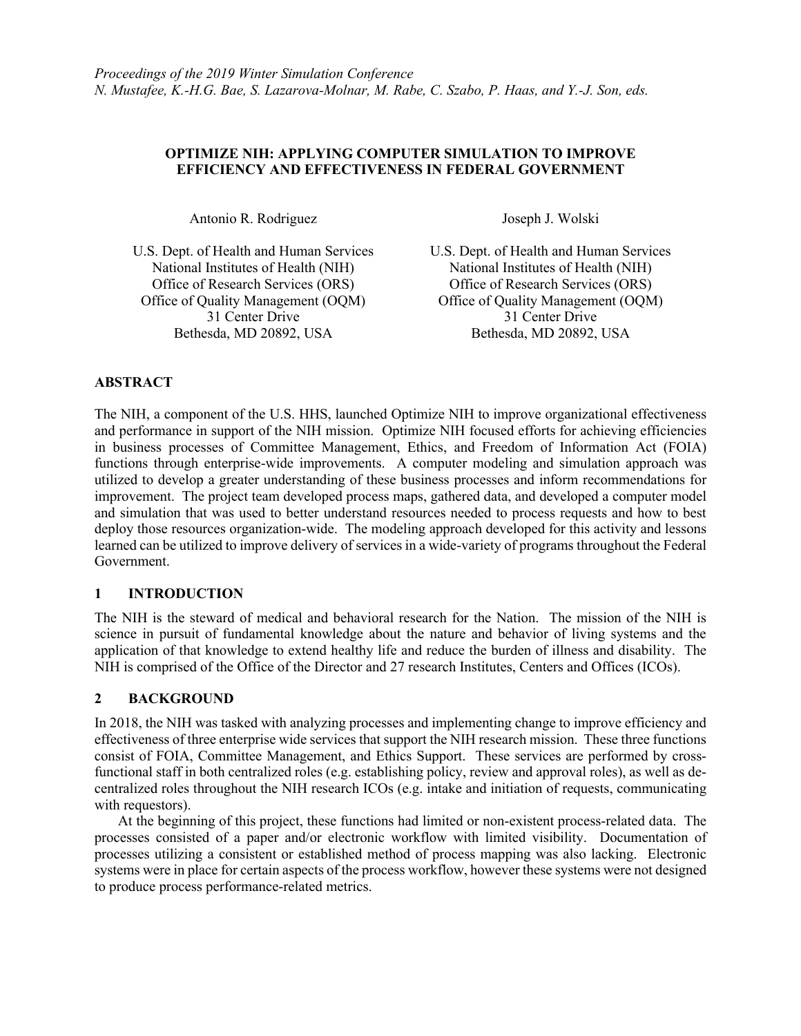*Proceedings of the 2019 Winter Simulation Conference*
*N. Mustafee, K.-H.G. Bae, S. Lazarova-Molnar, M. Rabe, C. Szabo, P. Haas, and Y.-J. Son, eds.*

# OPTIMIZE NIH: APPLYING COMPUTER SIMULATION TO IMPROVE EFFICIENCY AND EFFECTIVENESS IN FEDERAL GOVERNMENT

Antonio R. Rodriguez

U.S. Dept. of Health and Human Services
National Institutes of Health (NIH)
Office of Research Services (ORS)
Office of Quality Management (OQM)
31 Center Drive
Bethesda, MD 20892, USA

Joseph J. Wolski

U.S. Dept. of Health and Human Services
National Institutes of Health (NIH)
Office of Research Services (ORS)
Office of Quality Management (OQM)
31 Center Drive
Bethesda, MD 20892, USA

## ABSTRACT

The NIH, a component of the U.S. HHS, launched Optimize NIH to improve organizational effectiveness and performance in support of the NIH mission. Optimize NIH focused efforts for achieving efficiencies in business processes of Committee Management, Ethics, and Freedom of Information Act (FOIA) functions through enterprise-wide improvements. A computer modeling and simulation approach was utilized to develop a greater understanding of these business processes and inform recommendations for improvement. The project team developed process maps, gathered data, and developed a computer model and simulation that was used to better understand resources needed to process requests and how to best deploy those resources organization-wide. The modeling approach developed for this activity and lessons learned can be utilized to improve delivery of services in a wide-variety of programs throughout the Federal Government.

## 1 INTRODUCTION

The NIH is the steward of medical and behavioral research for the Nation. The mission of the NIH is science in pursuit of fundamental knowledge about the nature and behavior of living systems and the application of that knowledge to extend healthy life and reduce the burden of illness and disability. The NIH is comprised of the Office of the Director and 27 research Institutes, Centers and Offices (ICOs).

## 2 BACKGROUND

In 2018, the NIH was tasked with analyzing processes and implementing change to improve efficiency and effectiveness of three enterprise wide services that support the NIH research mission. These three functions consist of FOIA, Committee Management, and Ethics Support. These services are performed by cross-functional staff in both centralized roles (e.g. establishing policy, review and approval roles), as well as de-centralized roles throughout the NIH research ICOs (e.g. intake and initiation of requests, communicating with requestors).

At the beginning of this project, these functions had limited or non-existent process-related data. The processes consisted of a paper and/or electronic workflow with limited visibility. Documentation of processes utilizing a consistent or established method of process mapping was also lacking. Electronic systems were in place for certain aspects of the process workflow, however these systems were not designed to produce process performance-related metrics.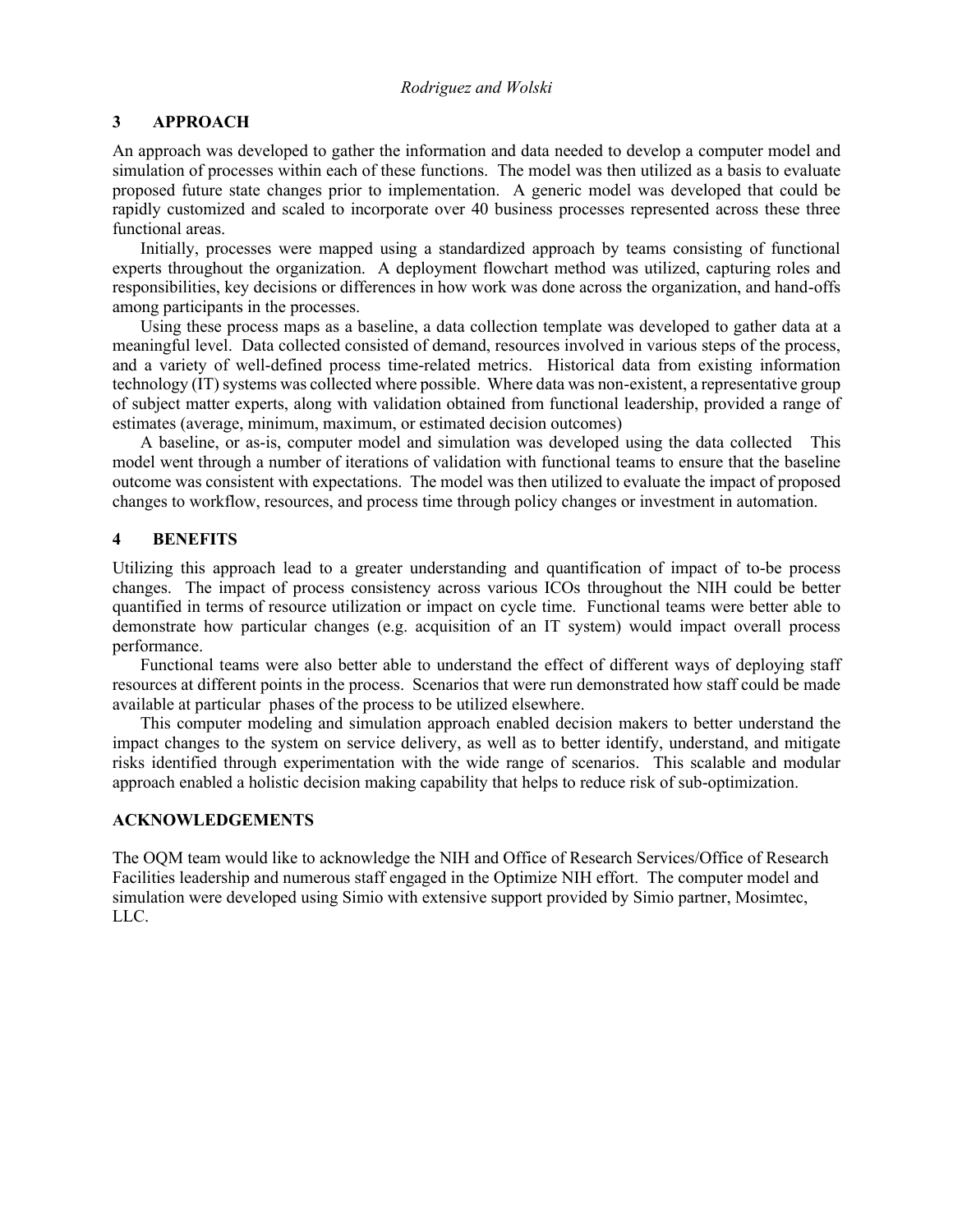## 3 APPROACH

An approach was developed to gather the information and data needed to develop a computer model and simulation of processes within each of these functions. The model was then utilized as a basis to evaluate proposed future state changes prior to implementation. A generic model was developed that could be rapidly customized and scaled to incorporate over 40 business processes represented across these three functional areas.

Initially, processes were mapped using a standardized approach by teams consisting of functional experts throughout the organization. A deployment flowchart method was utilized, capturing roles and responsibilities, key decisions or differences in how work was done across the organization, and hand-offs among participants in the processes.

Using these process maps as a baseline, a data collection template was developed to gather data at a meaningful level. Data collected consisted of demand, resources involved in various steps of the process, and a variety of well-defined process time-related metrics. Historical data from existing information technology (IT) systems was collected where possible. Where data was non-existent, a representative group of subject matter experts, along with validation obtained from functional leadership, provided a range of estimates (average, minimum, maximum, or estimated decision outcomes)

A baseline, or as-is, computer model and simulation was developed using the data collected This model went through a number of iterations of validation with functional teams to ensure that the baseline outcome was consistent with expectations. The model was then utilized to evaluate the impact of proposed changes to workflow, resources, and process time through policy changes or investment in automation.

## 4 BENEFITS

Utilizing this approach lead to a greater understanding and quantification of impact of to-be process changes. The impact of process consistency across various ICOs throughout the NIH could be better quantified in terms of resource utilization or impact on cycle time. Functional teams were better able to demonstrate how particular changes (e.g. acquisition of an IT system) would impact overall process performance.

Functional teams were also better able to understand the effect of different ways of deploying staff resources at different points in the process. Scenarios that were run demonstrated how staff could be made available at particular phases of the process to be utilized elsewhere.

This computer modeling and simulation approach enabled decision makers to better understand the impact changes to the system on service delivery, as well as to better identify, understand, and mitigate risks identified through experimentation with the wide range of scenarios. This scalable and modular approach enabled a holistic decision making capability that helps to reduce risk of sub-optimization.

## ACKNOWLEDGEMENTS

The OQM team would like to acknowledge the NIH and Office of Research Services/Office of Research Facilities leadership and numerous staff engaged in the Optimize NIH effort. The computer model and simulation were developed using Simio with extensive support provided by Simio partner, Mosimtec, LLC.